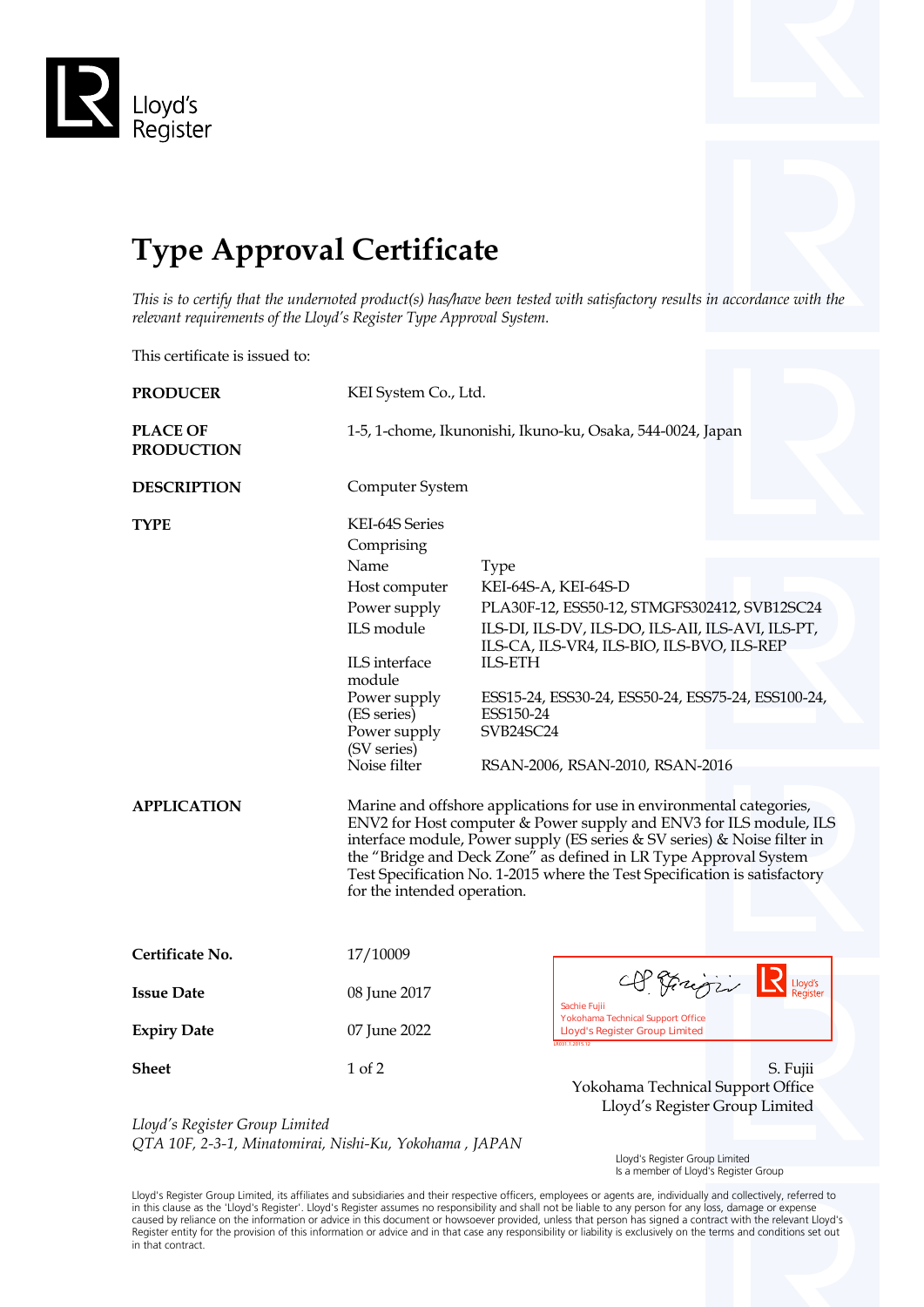Lloyd's Register

# Type Approval Certificate

*This is to certify that the undernoted product(s) has/have been tested with satisfactory results in accordance with the relevant requirements of the Lloyd's Register Type Approval System.*

This certificate is issued to:

**PRODUCER** KEI System Co., Ltd.

**PLACE OF PRODUCTION** 1-5, 1-chome, Ikunonishi, Ikuno-ku, Osaka, 544-0024, Japan

**DESCRIPTION** Computer System

**TYPE** KEI-64S Series

Comprising

| Name | Type |
|---|---|
| Host computer | KEI-64S-A, KEI-64S-D |
| Power supply | PLA30F-12, ESS50-12, STMGFS302412, SVB12SC24 |
| ILS module | ILS-DI, ILS-DV, ILS-DO, ILS-AII, ILS-AVI, ILS-PT, ILS-CA, ILS-VR4, ILS-BIO, ILS-BVO, ILS-REP |
| ILS interface module | ILS-ETH |
| Power supply (ES series) | ESS15-24, ESS30-24, ESS50-24, ESS75-24, ESS100-24, ESS150-24 |
| Power supply (SV series) | SVB24SC24 |
| Noise filter | RSAN-2006, RSAN-2010, RSAN-2016 |

**APPLICATION** Marine and offshore applications for use in environmental categories, ENV2 for Host computer & Power supply and ENV3 for ILS module, ILS interface module, Power supply (ES series & SV series) & Noise filter in the "Bridge and Deck Zone" as defined in LR Type Approval System Test Specification No. 1-2015 where the Test Specification is satisfactory for the intended operation.

**Certificate No.** 17/10009

**Issue Date** 08 June 2017

**Expiry Date** 07 June 2022

**Sheet** 1 of 2

Sachie Fujii
Yokohama Technical Support Office
Lloyd's Register Group Limited

S. Fujii
Yokohama Technical Support Office
Lloyd's Register Group Limited

*Lloyd's Register Group Limited*
*QTA 10F, 2-3-1, Minatomirai, Nishi-Ku, Yokohama , JAPAN*

Lloyd's Register Group Limited
Is a member of Lloyd's Register Group

Lloyd's Register Group Limited, its affiliates and subsidiaries and their respective officers, employees or agents are, individually and collectively, referred to in this clause as the 'Lloyd's Register'. Lloyd's Register assumes no responsibility and shall not be liable to any person for any loss, damage or expense caused by reliance on the information or advice in this document or howsoever provided, unless that person has signed a contract with the relevant Lloyd's Register entity for the provision of this information or advice and in that case any responsibility or liability is exclusively on the terms and conditions set out in that contract.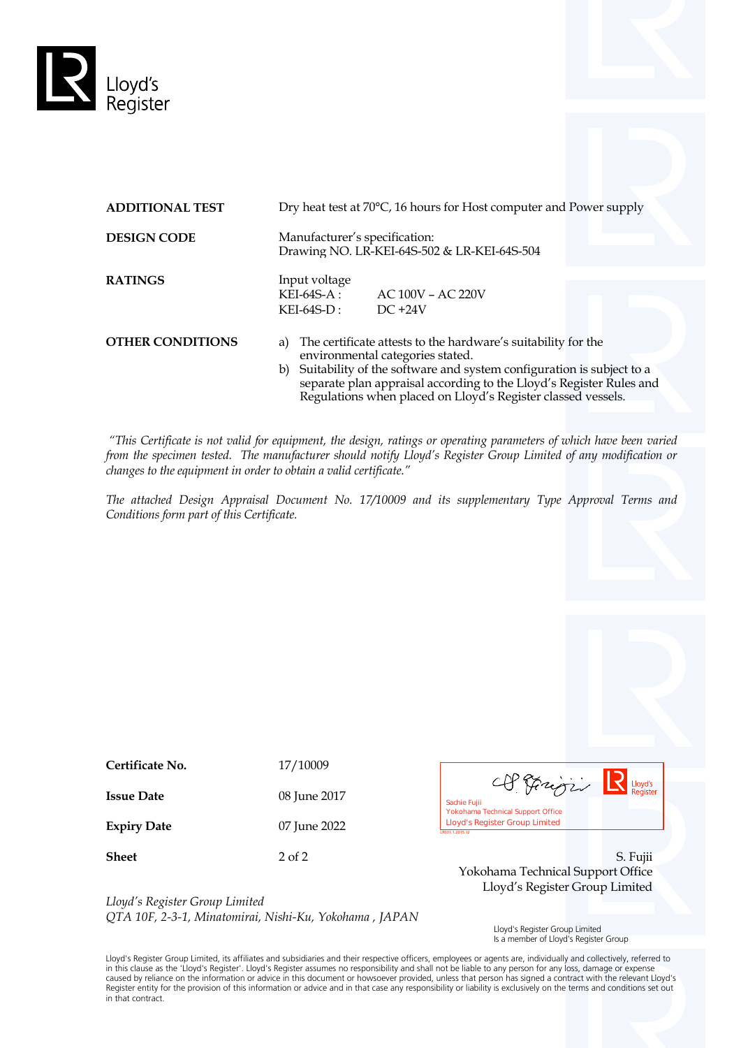Lloyd's Register

| | |
|---|---|
| **ADDITIONAL TEST** | Dry heat test at 70°C, 16 hours for Host computer and Power supply |
| **DESIGN CODE** | Manufacturer's specification: Drawing NO. LR-KEI-64S-502 & LR-KEI-64S-504 |
| **RATINGS** | Input voltage<br>KEI-64S-A : AC 100V – AC 220V<br>KEI-64S-D : DC +24V |
| **OTHER CONDITIONS** | a) The certificate attests to the hardware's suitability for the environmental categories stated.<br>b) Suitability of the software and system configuration is subject to a separate plan appraisal according to the Lloyd's Register Rules and Regulations when placed on Lloyd's Register classed vessels. |

*"This Certificate is not valid for equipment, the design, ratings or operating parameters of which have been varied from the specimen tested. The manufacturer should notify Lloyd's Register Group Limited of any modification or changes to the equipment in order to obtain a valid certificate."*

*The attached Design Appraisal Document No. 17/10009 and its supplementary Type Approval Terms and Conditions form part of this Certificate.*

| | |
|---|---|
| **Certificate No.** | 17/10009 |
| **Issue Date** | 08 June 2017 |
| **Expiry Date** | 07 June 2022 |
| **Sheet** | 2 of 2 |

Sachie Fujii
Yokohama Technical Support Office
Lloyd's Register Group Limited

S. Fujii
Yokohama Technical Support Office
Lloyd's Register Group Limited

*Lloyd's Register Group Limited*
*QTA 10F, 2-3-1, Minatomirai, Nishi-Ku, Yokohama , JAPAN*

Lloyd's Register Group Limited
Is a member of Lloyd's Register Group

Lloyd's Register Group Limited, its affiliates and subsidiaries and their respective officers, employees or agents are, individually and collectively, referred to in this clause as the 'Lloyd's Register'. Lloyd's Register assumes no responsibility and shall not be liable to any person for any loss, damage or expense caused by reliance on the information or advice in this document or howsoever provided, unless that person has signed a contract with the relevant Lloyd's Register entity for the provision of this information or advice and in that case any responsibility or liability is exclusively on the terms and conditions set out in that contract.